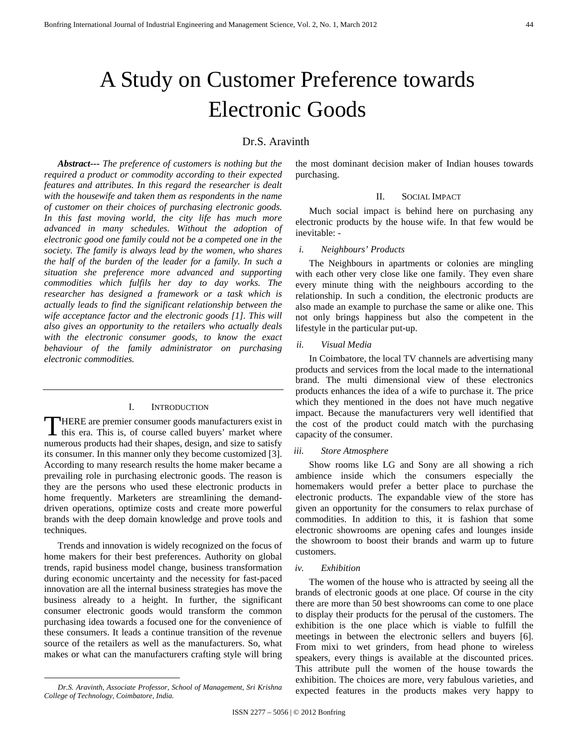# A Study on Customer Preference towards Electronic Goods

Dr.S. Aravinth

***Abstract---*** *The preference of customers is nothing but the required a product or commodity according to their expected features and attributes. In this regard the researcher is dealt with the housewife and taken them as respondents in the name of customer on their choices of purchasing electronic goods. In this fast moving world, the city life has much more advanced in many schedules. Without the adoption of electronic good one family could not be a competed one in the society. The family is always lead by the women, who shares the half of the burden of the leader for a family. In such a situation she preference more advanced and supporting commodities which fulfils her day to day works. The researcher has designed a framework or a task which is actually leads to find the significant relationship between the wife acceptance factor and the electronic goods [1]. This will also gives an opportunity to the retailers who actually deals with the electronic consumer goods, to know the exact behaviour of the family administrator on purchasing electronic commodities.*

## I. Introduction

THERE are premier consumer goods manufacturers exist in this era. This is, of course called buyers' market where numerous products had their shapes, design, and size to satisfy its consumer. In this manner only they become customized [3]. According to many research results the home maker became a prevailing role in purchasing electronic goods. The reason is they are the persons who used these electronic products in home frequently. Marketers are streamlining the demand-driven operations, optimize costs and create more powerful brands with the deep domain knowledge and prove tools and techniques.

Trends and innovation is widely recognized on the focus of home makers for their best preferences. Authority on global trends, rapid business model change, business transformation during economic uncertainty and the necessity for fast-paced innovation are all the internal business strategies has move the business already to a height. In further, the significant consumer electronic goods would transform the common purchasing idea towards a focused one for the convenience of these consumers. It leads a continue transition of the revenue source of the retailers as well as the manufacturers. So, what makes or what can the manufacturers crafting style will bring the most dominant decision maker of Indian houses towards purchasing.

*Dr.S. Aravinth, Associate Professor, School of Management, Sri Krishna College of Technology, Coimbatore, India.*

## II. Social Impact

Much social impact is behind here on purchasing any electronic products by the house wife. In that few would be inevitable: -

### *i. Neighbours' Products*

The Neighbours in apartments or colonies are mingling with each other very close like one family. They even share every minute thing with the neighbours according to the relationship. In such a condition, the electronic products are also made an example to purchase the same or alike one. This not only brings happiness but also the competent in the lifestyle in the particular put-up.

### *ii. Visual Media*

In Coimbatore, the local TV channels are advertising many products and services from the local made to the international brand. The multi dimensional view of these electronics products enhances the idea of a wife to purchase it. The price which they mentioned in the does not have much negative impact. Because the manufacturers very well identified that the cost of the product could match with the purchasing capacity of the consumer.

### *iii. Store Atmosphere*

Show rooms like LG and Sony are all showing a rich ambience inside which the consumers especially the homemakers would prefer a better place to purchase the electronic products. The expandable view of the store has given an opportunity for the consumers to relax purchase of commodities. In addition to this, it is fashion that some electronic showrooms are opening cafes and lounges inside the showroom to boost their brands and warm up to future customers.

### *iv. Exhibition*

The women of the house who is attracted by seeing all the brands of electronic goods at one place. Of course in the city there are more than 50 best showrooms can come to one place to display their products for the perusal of the customers. The exhibition is the one place which is viable to fulfill the meetings in between the electronic sellers and buyers [6]. From mixi to wet grinders, from head phone to wireless speakers, every things is available at the discounted prices. This attribute pull the women of the house towards the exhibition. The choices are more, very fabulous varieties, and expected features in the products makes very happy to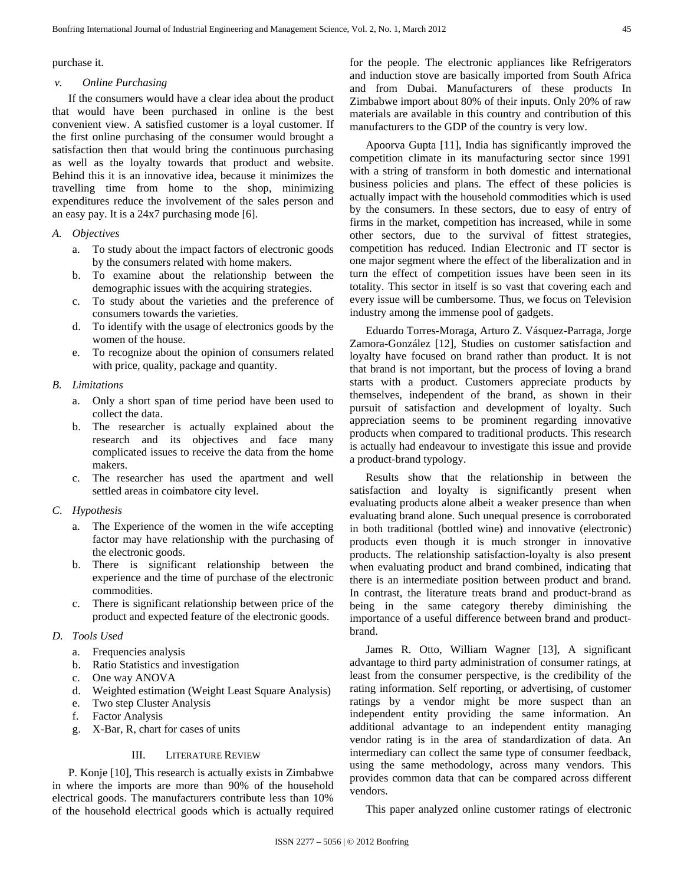purchase it.

*v. Online Purchasing*

If the consumers would have a clear idea about the product that would have been purchased in online is the best convenient view. A satisfied customer is a loyal customer. If the first online purchasing of the consumer would brought a satisfaction then that would bring the continuous purchasing as well as the loyalty towards that product and website. Behind this it is an innovative idea, because it minimizes the travelling time from home to the shop, minimizing expenditures reduce the involvement of the sales person and an easy pay. It is a 24x7 purchasing mode [6].

### *A. Objectives*

a. To study about the impact factors of electronic goods by the consumers related with home makers.
b. To examine about the relationship between the demographic issues with the acquiring strategies.
c. To study about the varieties and the preference of consumers towards the varieties.
d. To identify with the usage of electronics goods by the women of the house.
e. To recognize about the opinion of consumers related with price, quality, package and quantity.

### *B. Limitations*

a. Only a short span of time period have been used to collect the data.
b. The researcher is actually explained about the research and its objectives and face many complicated issues to receive the data from the home makers.
c. The researcher has used the apartment and well settled areas in coimbatore city level.

### *C. Hypothesis*

a. The Experience of the women in the wife accepting factor may have relationship with the purchasing of the electronic goods.
b. There is significant relationship between the experience and the time of purchase of the electronic commodities.
c. There is significant relationship between price of the product and expected feature of the electronic goods.

### *D. Tools Used*

a. Frequencies analysis
b. Ratio Statistics and investigation
c. One way ANOVA
d. Weighted estimation (Weight Least Square Analysis)
e. Two step Cluster Analysis
f. Factor Analysis
g. X-Bar, R, chart for cases of units

## III. Literature Review

P. Konje [10], This research is actually exists in Zimbabwe in where the imports are more than 90% of the household electrical goods. The manufacturers contribute less than 10% of the household electrical goods which is actually required for the people. The electronic appliances like Refrigerators and induction stove are basically imported from South Africa and from Dubai. Manufacturers of these products In Zimbabwe import about 80% of their inputs. Only 20% of raw materials are available in this country and contribution of this manufacturers to the GDP of the country is very low.

Apoorva Gupta [11], India has significantly improved the competition climate in its manufacturing sector since 1991 with a string of transform in both domestic and international business policies and plans. The effect of these policies is actually impact with the household commodities which is used by the consumers. In these sectors, due to easy of entry of firms in the market, competition has increased, while in some other sectors, due to the survival of fittest strategies, competition has reduced. Indian Electronic and IT sector is one major segment where the effect of the liberalization and in turn the effect of competition issues have been seen in its totality. This sector in itself is so vast that covering each and every issue will be cumbersome. Thus, we focus on Television industry among the immense pool of gadgets.

Eduardo Torres-Moraga, Arturo Z. Vásquez-Parraga, Jorge Zamora-González [12], Studies on customer satisfaction and loyalty have focused on brand rather than product. It is not that brand is not important, but the process of loving a brand starts with a product. Customers appreciate products by themselves, independent of the brand, as shown in their pursuit of satisfaction and development of loyalty. Such appreciation seems to be prominent regarding innovative products when compared to traditional products. This research is actually had endeavour to investigate this issue and provide a product-brand typology.

Results show that the relationship in between the satisfaction and loyalty is significantly present when evaluating products alone albeit a weaker presence than when evaluating brand alone. Such unequal presence is corroborated in both traditional (bottled wine) and innovative (electronic) products even though it is much stronger in innovative products. The relationship satisfaction-loyalty is also present when evaluating product and brand combined, indicating that there is an intermediate position between product and brand. In contrast, the literature treats brand and product-brand as being in the same category thereby diminishing the importance of a useful difference between brand and product-brand.

James R. Otto, William Wagner [13], A significant advantage to third party administration of consumer ratings, at least from the consumer perspective, is the credibility of the rating information. Self reporting, or advertising, of customer ratings by a vendor might be more suspect than an independent entity providing the same information. An additional advantage to an independent entity managing vendor rating is in the area of standardization of data. An intermediary can collect the same type of consumer feedback, using the same methodology, across many vendors. This provides common data that can be compared across different vendors.

This paper analyzed online customer ratings of electronic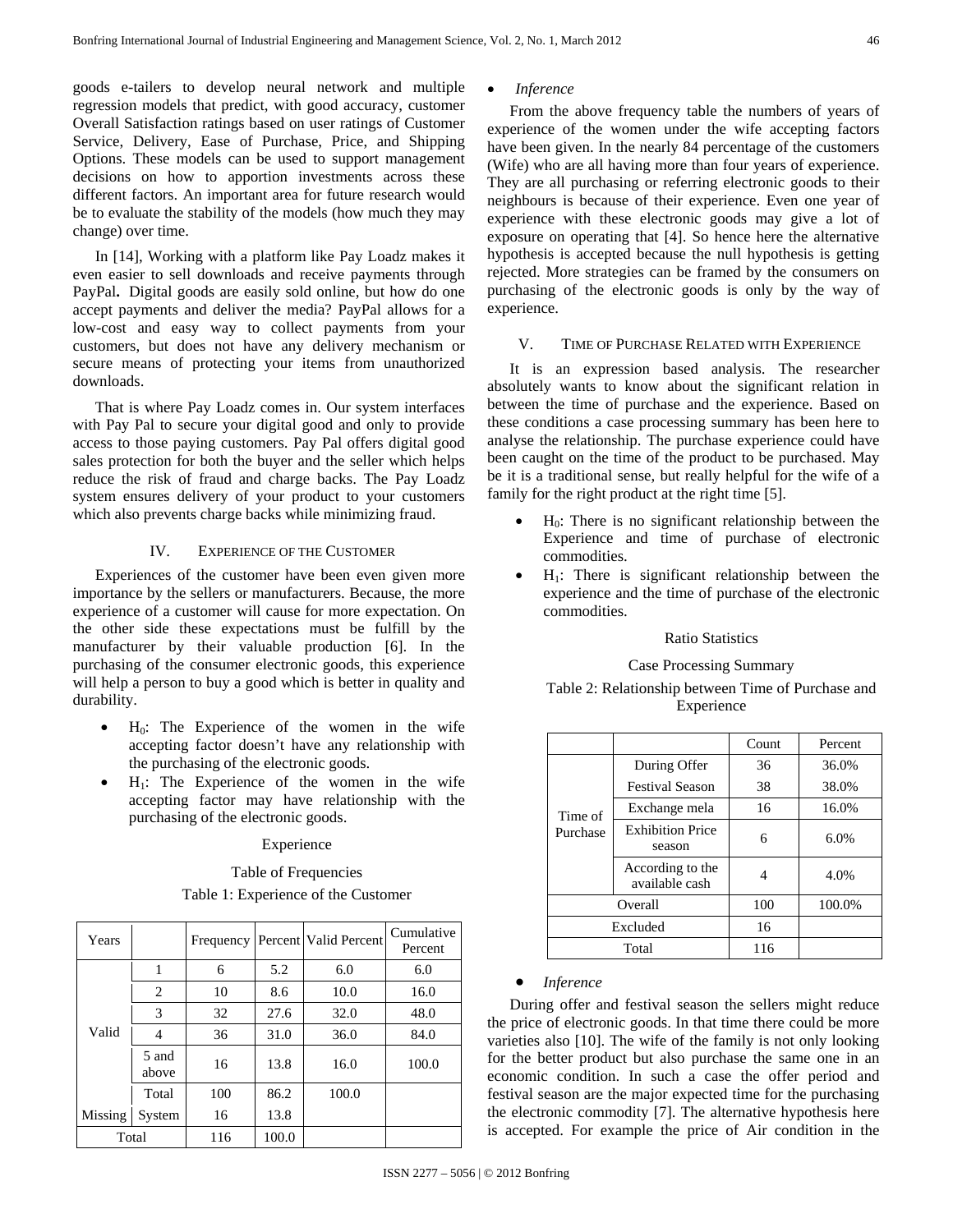goods e-tailers to develop neural network and multiple regression models that predict, with good accuracy, customer Overall Satisfaction ratings based on user ratings of Customer Service, Delivery, Ease of Purchase, Price, and Shipping Options. These models can be used to support management decisions on how to apportion investments across these different factors. An important area for future research would be to evaluate the stability of the models (how much they may change) over time.

In [14], Working with a platform like Pay Loadz makes it even easier to sell downloads and receive payments through PayPal**.** Digital goods are easily sold online, but how do one accept payments and deliver the media? PayPal allows for a low-cost and easy way to collect payments from your customers, but does not have any delivery mechanism or secure means of protecting your items from unauthorized downloads.

That is where Pay Loadz comes in. Our system interfaces with Pay Pal to secure your digital good and only to provide access to those paying customers. Pay Pal offers digital good sales protection for both the buyer and the seller which helps reduce the risk of fraud and charge backs. The Pay Loadz system ensures delivery of your product to your customers which also prevents charge backs while minimizing fraud.

## IV. Experience of the Customer

Experiences of the customer have been even given more importance by the sellers or manufacturers. Because, the more experience of a customer will cause for more expectation. On the other side these expectations must be fulfill by the manufacturer by their valuable production [6]. In the purchasing of the consumer electronic goods, this experience will help a person to buy a good which is better in quality and durability.

- $H_0$: The Experience of the women in the wife accepting factor doesn't have any relationship with the purchasing of the electronic goods.
- $H_1$: The Experience of the women in the wife accepting factor may have relationship with the purchasing of the electronic goods.

Experience

Table of Frequencies

Table 1: Experience of the Customer

| Years | | Frequency | Percent | Valid Percent | Cumulative Percent |
|---|---|---|---|---|---|
| Valid | 1 | 6 | 5.2 | 6.0 | 6.0 |
| | 2 | 10 | 8.6 | 10.0 | 16.0 |
| | 3 | 32 | 27.6 | 32.0 | 48.0 |
| | 4 | 36 | 31.0 | 36.0 | 84.0 |
| | 5 and above | 16 | 13.8 | 16.0 | 100.0 |
| | Total | 100 | 86.2 | 100.0 | |
| Missing | System | 16 | 13.8 | | |
| Total | | 116 | 100.0 | | |

- *Inference*

From the above frequency table the numbers of years of experience of the women under the wife accepting factors have been given. In the nearly 84 percentage of the customers (Wife) who are all having more than four years of experience. They are all purchasing or referring electronic goods to their neighbours is because of their experience. Even one year of experience with these electronic goods may give a lot of exposure on operating that [4]. So hence here the alternative hypothesis is accepted because the null hypothesis is getting rejected. More strategies can be framed by the consumers on purchasing of the electronic goods is only by the way of experience.

## V. Time of Purchase Related with Experience

It is an expression based analysis. The researcher absolutely wants to know about the significant relation in between the time of purchase and the experience. Based on these conditions a case processing summary has been here to analyse the relationship. The purchase experience could have been caught on the time of the product to be purchased. May be it is a traditional sense, but really helpful for the wife of a family for the right product at the right time [5].

- $H_0$: There is no significant relationship between the Experience and time of purchase of electronic commodities.
- $H_1$: There is significant relationship between the experience and the time of purchase of the electronic commodities.

Ratio Statistics

Case Processing Summary

Table 2: Relationship between Time of Purchase and Experience

| | | Count | Percent |
|---|---|---|---|
| Time of Purchase | During Offer | 36 | 36.0% |
| | Festival Season | 38 | 38.0% |
| | Exchange mela | 16 | 16.0% |
| | Exhibition Price season | 6 | 6.0% |
| | According to the available cash | 4 | 4.0% |
| Overall | | 100 | 100.0% |
| Excluded | | 16 | |
| Total | | 116 | |

- *Inference*

During offer and festival season the sellers might reduce the price of electronic goods. In that time there could be more varieties also [10]. The wife of the family is not only looking for the better product but also purchase the same one in an economic condition. In such a case the offer period and festival season are the major expected time for the purchasing the electronic commodity [7]. The alternative hypothesis here is accepted. For example the price of Air condition in the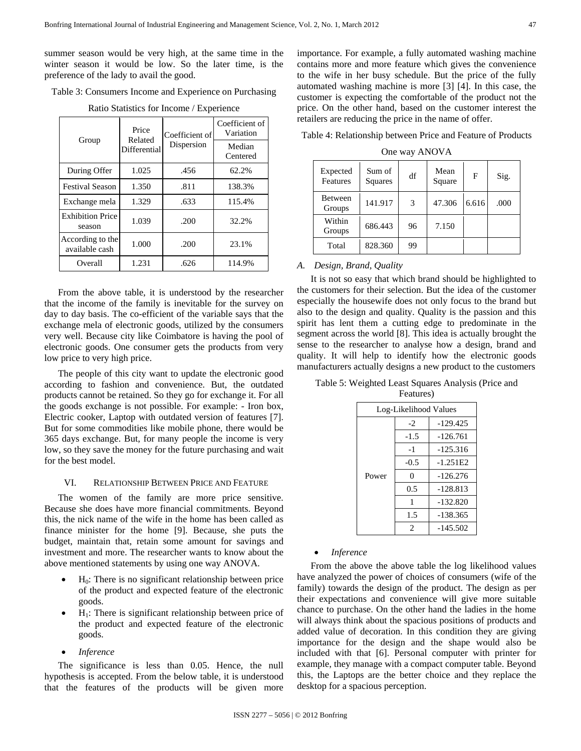summer season would be very high, at the same time in the winter season it would be low. So the later time, is the preference of the lady to avail the good.

Table 3: Consumers Income and Experience on Purchasing

Ratio Statistics for Income / Experience

| Group | Price Related Differential | Coefficient of Dispersion | Coefficient of Variation |
|---|---|---|---|
| | | | Median Centered |
| During Offer | 1.025 | .456 | 62.2% |
| Festival Season | 1.350 | .811 | 138.3% |
| Exchange mela | 1.329 | .633 | 115.4% |
| Exhibition Price season | 1.039 | .200 | 32.2% |
| According to the available cash | 1.000 | .200 | 23.1% |
| Overall | 1.231 | .626 | 114.9% |

From the above table, it is understood by the researcher that the income of the family is inevitable for the survey on day to day basis. The co-efficient of the variable says that the exchange mela of electronic goods, utilized by the consumers very well. Because city like Coimbatore is having the pool of electronic goods. One consumer gets the products from very low price to very high price.

The people of this city want to update the electronic good according to fashion and convenience. But, the outdated products cannot be retained. So they go for exchange it. For all the goods exchange is not possible. For example: - Iron box, Electric cooker, Laptop with outdated version of features [7]. But for some commodities like mobile phone, there would be 365 days exchange. But, for many people the income is very low, so they save the money for the future purchasing and wait for the best model.

## VI. Relationship Between Price and Feature

The women of the family are more price sensitive. Because she does have more financial commitments. Beyond this, the nick name of the wife in the home has been called as finance minister for the home [9]. Because, she puts the budget, maintain that, retain some amount for savings and investment and more. The researcher wants to know about the above mentioned statements by using one way ANOVA.

- $H_0$: There is no significant relationship between price of the product and expected feature of the electronic goods.
- $H_1$: There is significant relationship between price of the product and expected feature of the electronic goods.

- *Inference*

The significance is less than 0.05. Hence, the null hypothesis is accepted. From the below table, it is understood that the features of the products will be given more importance. For example, a fully automated washing machine contains more and more feature which gives the convenience to the wife in her busy schedule. But the price of the fully automated washing machine is more [3] [4]. In this case, the customer is expecting the comfortable of the product not the price. On the other hand, based on the customer interest the retailers are reducing the price in the name of offer.

Table 4: Relationship between Price and Feature of Products

One way ANOVA

| Expected Features | Sum of Squares | df | Mean Square | F | Sig. |
|---|---|---|---|---|---|
| Between Groups | 141.917 | 3 | 47.306 | 6.616 | .000 |
| Within Groups | 686.443 | 96 | 7.150 | | |
| Total | 828.360 | 99 | | | |

### A. Design, Brand, Quality

It is not so easy that which brand should be highlighted to the customers for their selection. But the idea of the customer especially the housewife does not only focus to the brand but also to the design and quality. Quality is the passion and this spirit has lent them a cutting edge to predominate in the segment across the world [8]. This idea is actually brought the sense to the researcher to analyse how a design, brand and quality. It will help to identify how the electronic goods manufacturers actually designs a new product to the customers

Table 5: Weighted Least Squares Analysis (Price and Features)

| Log-Likelihood Values | | |
|---|---|---|
| Power | -2 | -129.425 |
| | -1.5 | -126.761 |
| | -1 | -125.316 |
| | -0.5 | -1.251E2 |
| | 0 | -126.276 |
| | 0.5 | -128.813 |
| | 1 | -132.820 |
| | 1.5 | -138.365 |
| | 2 | -145.502 |

- *Inference*

From the above the above table the log likelihood values have analyzed the power of choices of consumers (wife of the family) towards the design of the product. The design as per their expectations and convenience will give more suitable chance to purchase. On the other hand the ladies in the home will always think about the spacious positions of products and added value of decoration. In this condition they are giving importance for the design and the shape would also be included with that [6]. Personal computer with printer for example, they manage with a compact computer table. Beyond this, the Laptops are the better choice and they replace the desktop for a spacious perception.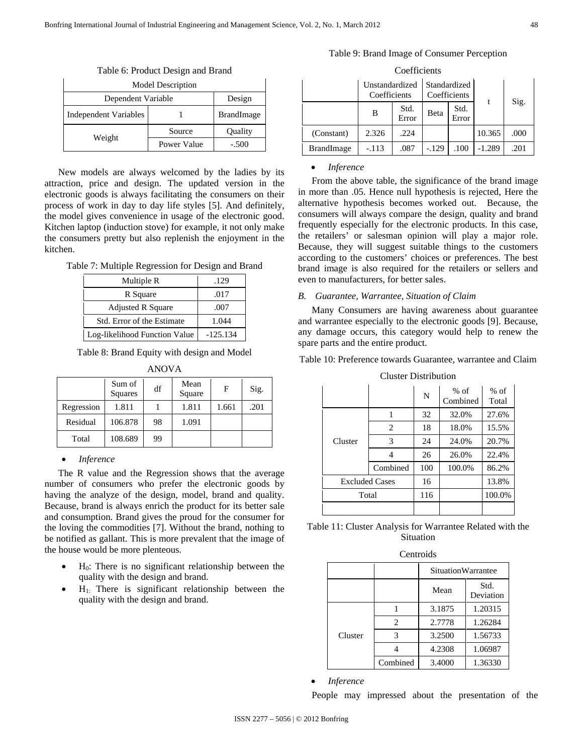Table 6: Product Design and Brand

| Model Description | | |
|---|---|---|
| Dependent Variable | | Design |
| Independent Variables | 1 | BrandImage |
| Weight | Source | Quality |
| | Power Value | -.500 |

New models are always welcomed by the ladies by its attraction, price and design. The updated version in the electronic goods is always facilitating the consumers on their process of work in day to day life styles [5]. And definitely, the model gives convenience in usage of the electronic good. Kitchen laptop (induction stove) for example, it not only make the consumers pretty but also replenish the enjoyment in the kitchen.

Table 7: Multiple Regression for Design and Brand

| Multiple R | .129 |
|---|---|
| R Square | .017 |
| Adjusted R Square | .007 |
| Std. Error of the Estimate | 1.044 |
| Log-likelihood Function Value | -125.134 |

Table 8: Brand Equity with design and Model

ANOVA

| | Sum of Squares | df | Mean Square | F | Sig. |
|---|---|---|---|---|---|
| Regression | 1.811 | 1 | 1.811 | 1.661 | .201 |
| Residual | 106.878 | 98 | 1.091 | | |
| Total | 108.689 | 99 | | | |

- *Inference*

The R value and the Regression shows that the average number of consumers who prefer the electronic goods by having the analyze of the design, model, brand and quality. Because, brand is always enrich the product for its better sale and consumption. Brand gives the proud for the consumer for the loving the commodities [7]. Without the brand, nothing to be notified as gallant. This is more prevalent that the image of the house would be more plenteous.

- $H_0$: There is no significant relationship between the quality with the design and brand.
- $H_1$: There is significant relationship between the quality with the design and brand.

Table 9: Brand Image of Consumer Perception

Coefficients

| | Unstandardized Coefficients | | Standardized Coefficients | | t | Sig. |
|---|---|---|---|---|---|---|
| | B | Std. Error | Beta | Std. Error | | |
| (Constant) | 2.326 | .224 | | | 10.365 | .000 |
| BrandImage | -.113 | .087 | -.129 | .100 | -1.289 | .201 |

- *Inference*

From the above table, the significance of the brand image in more than .05. Hence null hypothesis is rejected, Here the alternative hypothesis becomes worked out. Because, the consumers will always compare the design, quality and brand frequently especially for the electronic products. In this case, the retailers' or salesman opinion will play a major role. Because, they will suggest suitable things to the customers according to the customers' choices or preferences. The best brand image is also required for the retailers or sellers and even to manufacturers, for better sales.

### *B. Guarantee, Warrantee, Situation of Claim*

Many Consumers are having awareness about guarantee and warrantee especially to the electronic goods [9]. Because, any damage occurs, this category would help to renew the spare parts and the entire product.

Table 10: Preference towards Guarantee, warrantee and Claim

Cluster Distribution

| | | N | % of Combined | % of Total |
|---|---|---|---|---|
| Cluster | 1 | 32 | 32.0% | 27.6% |
| | 2 | 18 | 18.0% | 15.5% |
| | 3 | 24 | 24.0% | 20.7% |
| | 4 | 26 | 26.0% | 22.4% |
| | Combined | 100 | 100.0% | 86.2% |
| Excluded Cases | | 16 | | 13.8% |
| Total | | 116 | | 100.0% |

Table 11: Cluster Analysis for Warrantee Related with the Situation

Centroids

| | | SituationWarrantee | |
|---|---|---|---|
| | | Mean | Std. Deviation |
| Cluster | 1 | 3.1875 | 1.20315 |
| | 2 | 2.7778 | 1.26284 |
| | 3 | 3.2500 | 1.56733 |
| | 4 | 4.2308 | 1.06987 |
| | Combined | 3.4000 | 1.36330 |

- *Inference*

People may impressed about the presentation of the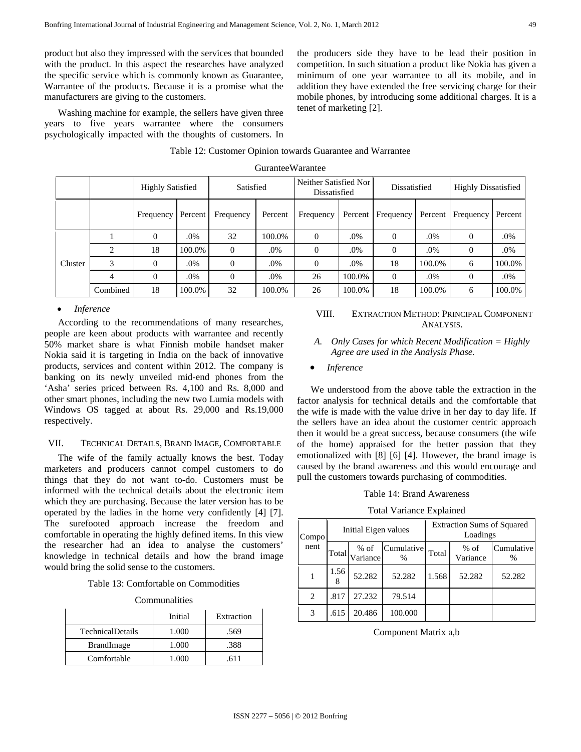product but also they impressed with the services that bounded with the product. In this aspect the researches have analyzed the specific service which is commonly known as Guarantee, Warrantee of the products. Because it is a promise what the manufacturers are giving to the customers.

Washing machine for example, the sellers have given three years to five years warrantee where the consumers psychologically impacted with the thoughts of customers. In the producers side they have to be lead their position in competition. In such situation a product like Nokia has given a minimum of one year warrantee to all its mobile, and in addition they have extended the free servicing charge for their mobile phones, by introducing some additional charges. It is a tenet of marketing [2].

Table 12: Customer Opinion towards Guarantee and Warrantee

GuranteeWarantee

| | | Highly Satisfied | | Satisfied | | Neither Satisfied Nor Dissatisfied | | Dissatisfied | | Highly Dissatisfied | |
|---|---|---|---|---|---|---|---|---|---|---|---|
| | | Frequency | Percent | Frequency | Percent | Frequency | Percent | Frequency | Percent | Frequency | Percent |
| Cluster | 1 | 0 | .0% | 32 | 100.0% | 0 | .0% | 0 | .0% | 0 | .0% |
| | 2 | 18 | 100.0% | 0 | .0% | 0 | .0% | 0 | .0% | 0 | .0% |
| | 3 | 0 | .0% | 0 | .0% | 0 | .0% | 18 | 100.0% | 6 | 100.0% |
| | 4 | 0 | .0% | 0 | .0% | 26 | 100.0% | 0 | .0% | 0 | .0% |
| | Combined | 18 | 100.0% | 32 | 100.0% | 26 | 100.0% | 18 | 100.0% | 6 | 100.0% |

- *Inference*

According to the recommendations of many researches, people are keen about products with warrantee and recently 50% market share is what Finnish mobile handset maker Nokia said it is targeting in India on the back of innovative products, services and content within 2012. The company is banking on its newly unveiled mid-end phones from the 'Asha' series priced between Rs. 4,100 and Rs. 8,000 and other smart phones, including the new two Lumia models with Windows OS tagged at about Rs. 29,000 and Rs.19,000 respectively.

## VII. Technical Details, Brand Image, Comfortable

The wife of the family actually knows the best. Today marketers and producers cannot compel customers to do things that they do not want to-do. Customers must be informed with the technical details about the electronic item which they are purchasing. Because the later version has to be operated by the ladies in the home very confidently [4] [7]. The surefooted approach increase the freedom and comfortable in operating the highly defined items. In this view the researcher had an idea to analyse the customers' knowledge in technical details and how the brand image would bring the solid sense to the customers.

Table 13: Comfortable on Commodities

Communalities

| | Initial | Extraction |
|---|---|---|
| TechnicalDetails | 1.000 | .569 |
| BrandImage | 1.000 | .388 |
| Comfortable | 1.000 | .611 |

## VIII. Extraction Method: Principal Component Analysis.

*A. Only Cases for which Recent Modification = Highly Agree are used in the Analysis Phase.*

- *Inference*

We understood from the above table the extraction in the factor analysis for technical details and the comfortable that the wife is made with the value drive in her day to day life. If the sellers have an idea about the customer centric approach then it would be a great success, because consumers (the wife of the home) appraised for the better passion that they emotionalized with [8] [6] [4]. However, the brand image is caused by the brand awareness and this would encourage and pull the customers towards purchasing of commodities.

Table 14: Brand Awareness

Total Variance Explained

| Component | Initial Eigen values | | | Extraction Sums of Squared Loadings | | |
|---|---|---|---|---|---|---|
| | Total | % of Variance | Cumulative % | Total | % of Variance | Cumulative % |
| 1 | 1.568 | 52.282 | 52.282 | 1.568 | 52.282 | 52.282 |
| 2 | .817 | 27.232 | 79.514 | | | |
| 3 | .615 | 20.486 | 100.000 | | | |

Component Matrix a,b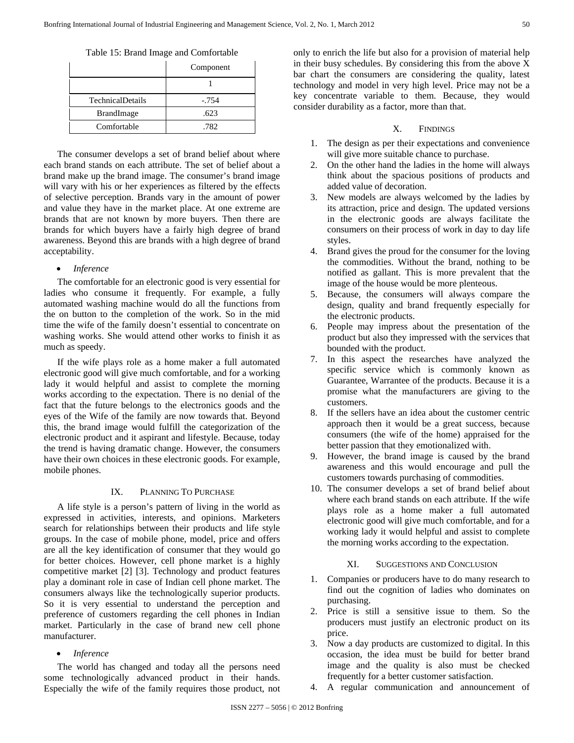Table 15: Brand Image and Comfortable

| | Component |
|---|---|
| | 1 |
| TechnicalDetails | -.754 |
| BrandImage | .623 |
| Comfortable | .782 |

The consumer develops a set of brand belief about where each brand stands on each attribute. The set of belief about a brand make up the brand image. The consumer's brand image will vary with his or her experiences as filtered by the effects of selective perception. Brands vary in the amount of power and value they have in the market place. At one extreme are brands that are not known by more buyers. Then there are brands for which buyers have a fairly high degree of brand awareness. Beyond this are brands with a high degree of brand acceptability.

- *Inference*

The comfortable for an electronic good is very essential for ladies who consume it frequently. For example, a fully automated washing machine would do all the functions from the on button to the completion of the work. So in the mid time the wife of the family doesn't essential to concentrate on washing works. She would attend other works to finish it as much as speedy.

If the wife plays role as a home maker a full automated electronic good will give much comfortable, and for a working lady it would helpful and assist to complete the morning works according to the expectation. There is no denial of the fact that the future belongs to the electronics goods and the eyes of the Wife of the family are now towards that. Beyond this, the brand image would fulfill the categorization of the electronic product and it aspirant and lifestyle. Because, today the trend is having dramatic change. However, the consumers have their own choices in these electronic goods. For example, mobile phones.

## IX. Planning To Purchase

A life style is a person's pattern of living in the world as expressed in activities, interests, and opinions. Marketers search for relationships between their products and life style groups. In the case of mobile phone, model, price and offers are all the key identification of consumer that they would go for better choices. However, cell phone market is a highly competitive market [2] [3]. Technology and product features play a dominant role in case of Indian cell phone market. The consumers always like the technologically superior products. So it is very essential to understand the perception and preference of customers regarding the cell phones in Indian market. Particularly in the case of brand new cell phone manufacturer.

- *Inference*

The world has changed and today all the persons need some technologically advanced product in their hands. Especially the wife of the family requires those product, not only to enrich the life but also for a provision of material help in their busy schedules. By considering this from the above X bar chart the consumers are considering the quality, latest technology and model in very high level. Price may not be a key concentrate variable to them. Because, they would consider durability as a factor, more than that.

## X. Findings

1. The design as per their expectations and convenience will give more suitable chance to purchase.
2. On the other hand the ladies in the home will always think about the spacious positions of products and added value of decoration.
3. New models are always welcomed by the ladies by its attraction, price and design. The updated versions in the electronic goods are always facilitate the consumers on their process of work in day to day life styles.
4. Brand gives the proud for the consumer for the loving the commodities. Without the brand, nothing to be notified as gallant. This is more prevalent that the image of the house would be more plenteous.
5. Because, the consumers will always compare the design, quality and brand frequently especially for the electronic products.
6. People may impress about the presentation of the product but also they impressed with the services that bounded with the product.
7. In this aspect the researches have analyzed the specific service which is commonly known as Guarantee, Warrantee of the products. Because it is a promise what the manufacturers are giving to the customers.
8. If the sellers have an idea about the customer centric approach then it would be a great success, because consumers (the wife of the home) appraised for the better passion that they emotionalized with.
9. However, the brand image is caused by the brand awareness and this would encourage and pull the customers towards purchasing of commodities.
10. The consumer develops a set of brand belief about where each brand stands on each attribute. If the wife plays role as a home maker a full automated electronic good will give much comfortable, and for a working lady it would helpful and assist to complete the morning works according to the expectation.

## XI. Suggestions and Conclusion

1. Companies or producers have to do many research to find out the cognition of ladies who dominates on purchasing.
2. Price is still a sensitive issue to them. So the producers must justify an electronic product on its price.
3. Now a day products are customized to digital. In this occasion, the idea must be build for better brand image and the quality is also must be checked frequently for a better customer satisfaction.
4. A regular communication and announcement of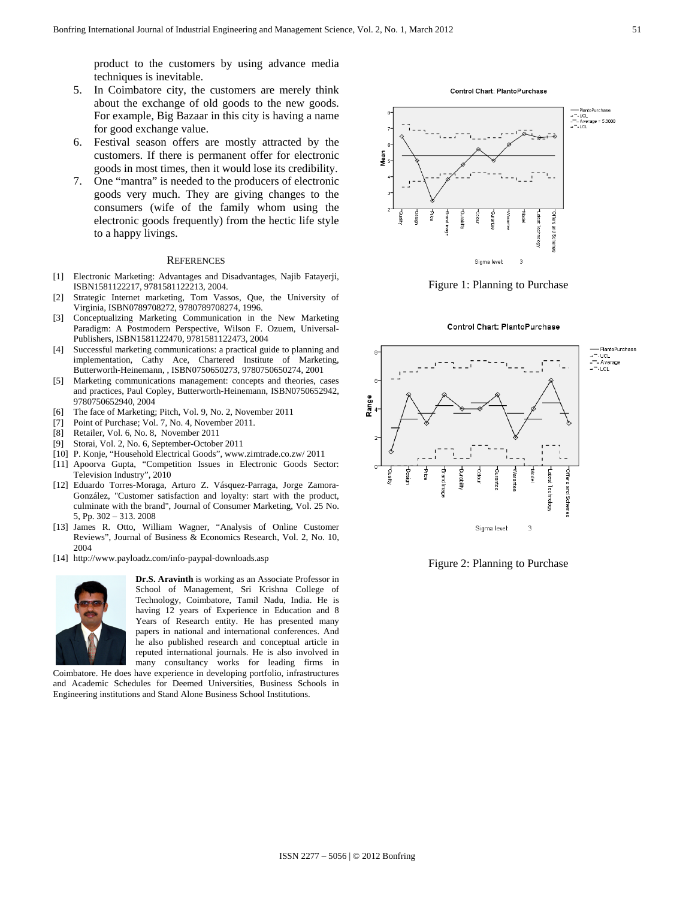product to the customers by using advance media techniques is inevitable.

5. In Coimbatore city, the customers are merely think about the exchange of old goods to the new goods. For example, Big Bazaar in this city is having a name for good exchange value.
6. Festival season offers are mostly attracted by the customers. If there is permanent offer for electronic goods in most times, then it would lose its credibility.
7. One "mantra" is needed to the producers of electronic goods very much. They are giving changes to the consumers (wife of the family whom using the electronic goods frequently) from the hectic life style to a happy livings.

## References

[1] Electronic Marketing: Advantages and Disadvantages, Najib Fatayerji, ISBN1581122217, 9781581122213, 2004.

[2] Strategic Internet marketing, Tom Vassos, Que, the University of Virginia, ISBN0789708272, 9780789708274, 1996.

[3] Conceptualizing Marketing Communication in the New Marketing Paradigm: A Postmodern Perspective, Wilson F. Ozuem, Universal-Publishers, ISBN1581122470, 9781581122473, 2004

[4] Successful marketing communications: a practical guide to planning and implementation, Cathy Ace, Chartered Institute of Marketing, Butterworth-Heinemann, , ISBN0750650273, 9780750650274, 2001

[5] Marketing communications management: concepts and theories, cases and practices, Paul Copley, Butterworth-Heinemann, ISBN0750652942, 9780750652940, 2004

[6] The face of Marketing; Pitch, Vol. 9, No. 2, November 2011

[7] Point of Purchase; Vol. 7, No. 4, November 2011.

[8] Retailer, Vol. 6, No. 8, November 2011

[9] Storai, Vol. 2, No. 6, September-October 2011

[10] P. Konje, "Household Electrical Goods", www.zimtrade.co.zw/ 2011

[11] Apoorva Gupta, "Competition Issues in Electronic Goods Sector: Television Industry", 2010

[12] Eduardo Torres-Moraga, Arturo Z. Vásquez-Parraga, Jorge Zamora-González, "Customer satisfaction and loyalty: start with the product, culminate with the brand", Journal of Consumer Marketing, Vol. 25 No. 5, Pp. 302 – 313. 2008

[13] James R. Otto, William Wagner, "Analysis of Online Customer Reviews", Journal of Business & Economics Research, Vol. 2, No. 10, 2004

[14] http://www.payloadz.com/info-paypal-downloads.asp

**Dr.S. Aravinth** is working as an Associate Professor in School of Management, Sri Krishna College of Technology, Coimbatore, Tamil Nadu, India. He is having 12 years of Experience in Education and 8 Years of Research entity. He has presented many papers in national and international conferences. And he also published research and conceptual article in reputed international journals. He is also involved in many consultancy works for leading firms in Coimbatore. He does have experience in developing portfolio, infrastructures and Academic Schedules for Deemed Universities, Business Schools in Engineering institutions and Stand Alone Business School Institutions.

Control Chart: PlantoPurchase

PlantoPurchase
UCL
Average = 5.3000
LCL

Mean

8
7
6
5
4
3
2

Quality
Design
Price
Brand image
Durability
Colour
Gurantee
Warantee
Model
Latest Technology
Offers and Schemes

Sigma level: 3

Figure 1: Planning to Purchase

Control Chart: PlantoPurchase

PlantoPurchase
UCL
Average
LCL

Range

8
6
4
2
0

Quality
Design
Price
Brand image
Durability
Colour
Gurantee
Warantee
Model
Latest Technology
Offers and Schemes

Sigma level: 3

Figure 2: Planning to Purchase